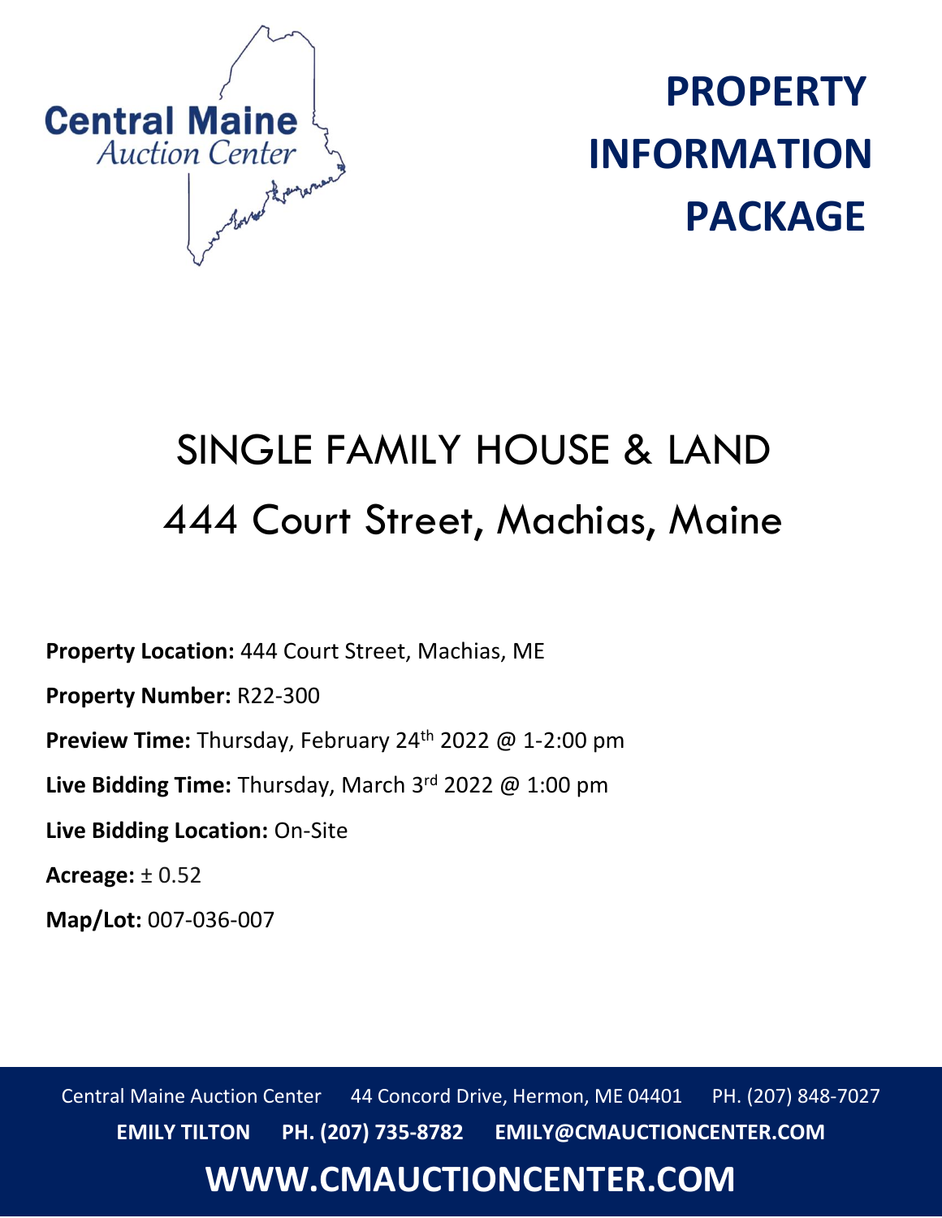Central Maine
Auction Center

# PROPERTY INFORMATION PACKAGE

## SINGLE FAMILY HOUSE & LAND
## 444 Court Street, Machias, Maine

**Property Location:** 444 Court Street, Machias, ME

**Property Number:** R22-300

**Preview Time:** Thursday, February 24th 2022 @ 1-2:00 pm

**Live Bidding Time:** Thursday, March 3rd 2022 @ 1:00 pm

**Live Bidding Location:** On-Site

**Acreage:** ± 0.52

**Map/Lot:** 007-036-007

Central Maine Auction Center 44 Concord Drive, Hermon, ME 04401 PH. (207) 848-7027

**EMILY TILTON PH. (207) 735-8782 EMILY@CMAUCTIONCENTER.COM**

**WWW.CMAUCTIONCENTER.COM**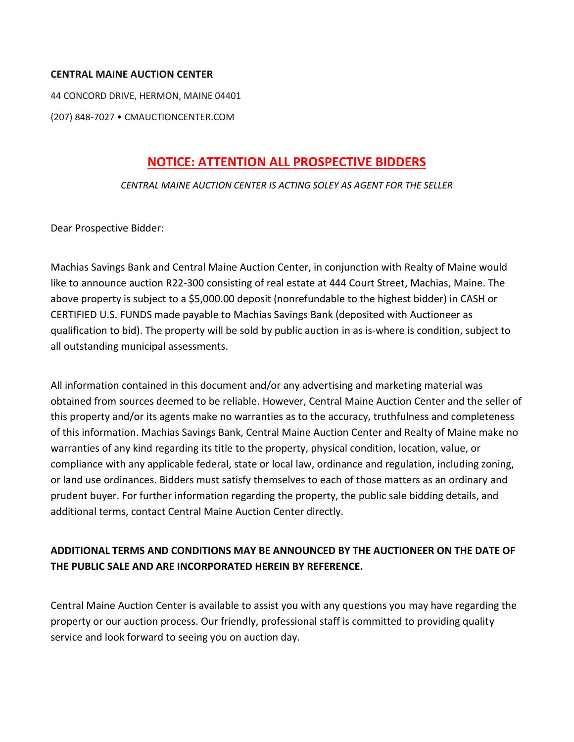**CENTRAL MAINE AUCTION CENTER**

44 CONCORD DRIVE, HERMON, MAINE 04401

(207) 848-7027 • CMAUCTIONCENTER.COM

## NOTICE: ATTENTION ALL PROSPECTIVE BIDDERS

*CENTRAL MAINE AUCTION CENTER IS ACTING SOLEY AS AGENT FOR THE SELLER*

Dear Prospective Bidder:

Machias Savings Bank and Central Maine Auction Center, in conjunction with Realty of Maine would like to announce auction R22-300 consisting of real estate at 444 Court Street, Machias, Maine. The above property is subject to a $5,000.00 deposit (nonrefundable to the highest bidder) in CASH or CERTIFIED U.S. FUNDS made payable to Machias Savings Bank (deposited with Auctioneer as qualification to bid). The property will be sold by public auction in as is-where is condition, subject to all outstanding municipal assessments.

All information contained in this document and/or any advertising and marketing material was obtained from sources deemed to be reliable. However, Central Maine Auction Center and the seller of this property and/or its agents make no warranties as to the accuracy, truthfulness and completeness of this information. Machias Savings Bank, Central Maine Auction Center and Realty of Maine make no warranties of any kind regarding its title to the property, physical condition, location, value, or compliance with any applicable federal, state or local law, ordinance and regulation, including zoning, or land use ordinances. Bidders must satisfy themselves to each of those matters as an ordinary and prudent buyer. For further information regarding the property, the public sale bidding details, and additional terms, contact Central Maine Auction Center directly.

**ADDITIONAL TERMS AND CONDITIONS MAY BE ANNOUNCED BY THE AUCTIONEER ON THE DATE OF THE PUBLIC SALE AND ARE INCORPORATED HEREIN BY REFERENCE.**

Central Maine Auction Center is available to assist you with any questions you may have regarding the property or our auction process. Our friendly, professional staff is committed to providing quality service and look forward to seeing you on auction day.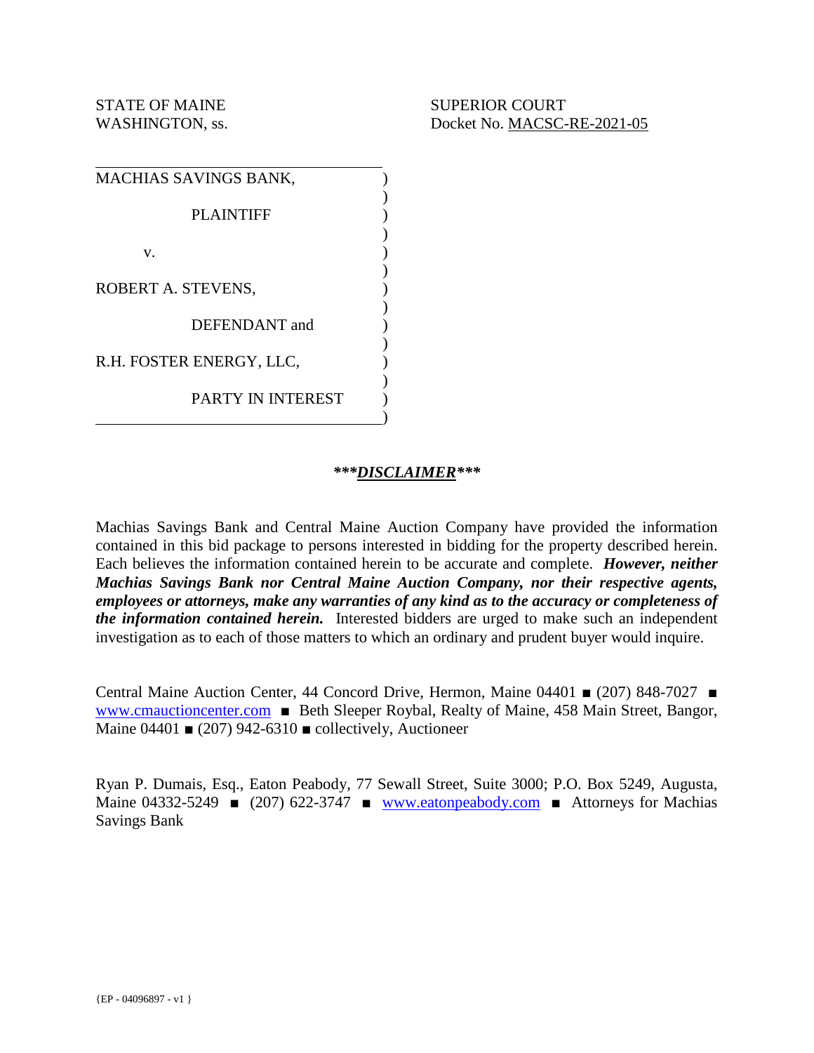STATE OF MAINE
WASHINGTON, ss.

SUPERIOR COURT
Docket No. MACSC-RE-2021-05

MACHIAS SAVINGS BANK,

PLAINTIFF

v.

ROBERT A. STEVENS,

DEFENDANT and

R.H. FOSTER ENERGY, LLC,

PARTY IN INTEREST

## ***DISCLAIMER***

Machias Savings Bank and Central Maine Auction Company have provided the information contained in this bid package to persons interested in bidding for the property described herein. Each believes the information contained herein to be accurate and complete. ***However, neither Machias Savings Bank nor Central Maine Auction Company, nor their respective agents, employees or attorneys, make any warranties of any kind as to the accuracy or completeness of the information contained herein.*** Interested bidders are urged to make such an independent investigation as to each of those matters to which an ordinary and prudent buyer would inquire.

Central Maine Auction Center, 44 Concord Drive, Hermon, Maine 04401 ■ (207) 848-7027 ■ www.cmauctioncenter.com ■ Beth Sleeper Roybal, Realty of Maine, 458 Main Street, Bangor, Maine 04401 ■ (207) 942-6310 ■ collectively, Auctioneer

Ryan P. Dumais, Esq., Eaton Peabody, 77 Sewall Street, Suite 3000; P.O. Box 5249, Augusta, Maine 04332-5249 ■ (207) 622-3747 ■ www.eatonpeabody.com ■ Attorneys for Machias Savings Bank

{EP - 04096897 - v1 }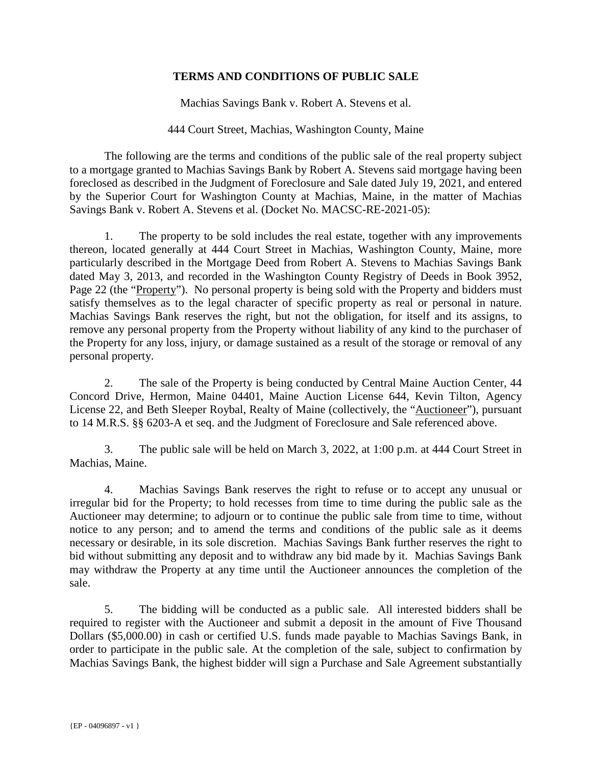# TERMS AND CONDITIONS OF PUBLIC SALE

Machias Savings Bank v. Robert A. Stevens et al.

444 Court Street, Machias, Washington County, Maine

The following are the terms and conditions of the public sale of the real property subject to a mortgage granted to Machias Savings Bank by Robert A. Stevens said mortgage having been foreclosed as described in the Judgment of Foreclosure and Sale dated July 19, 2021, and entered by the Superior Court for Washington County at Machias, Maine, in the matter of Machias Savings Bank v. Robert A. Stevens et al. (Docket No. MACSC-RE-2021-05):

1. The property to be sold includes the real estate, together with any improvements thereon, located generally at 444 Court Street in Machias, Washington County, Maine, more particularly described in the Mortgage Deed from Robert A. Stevens to Machias Savings Bank dated May 3, 2013, and recorded in the Washington County Registry of Deeds in Book 3952, Page 22 (the "Property"). No personal property is being sold with the Property and bidders must satisfy themselves as to the legal character of specific property as real or personal in nature. Machias Savings Bank reserves the right, but not the obligation, for itself and its assigns, to remove any personal property from the Property without liability of any kind to the purchaser of the Property for any loss, injury, or damage sustained as a result of the storage or removal of any personal property.

2. The sale of the Property is being conducted by Central Maine Auction Center, 44 Concord Drive, Hermon, Maine 04401, Maine Auction License 644, Kevin Tilton, Agency License 22, and Beth Sleeper Roybal, Realty of Maine (collectively, the "Auctioneer"), pursuant to 14 M.R.S. §§ 6203-A et seq. and the Judgment of Foreclosure and Sale referenced above.

3. The public sale will be held on March 3, 2022, at 1:00 p.m. at 444 Court Street in Machias, Maine.

4. Machias Savings Bank reserves the right to refuse or to accept any unusual or irregular bid for the Property; to hold recesses from time to time during the public sale as the Auctioneer may determine; to adjourn or to continue the public sale from time to time, without notice to any person; and to amend the terms and conditions of the public sale as it deems necessary or desirable, in its sole discretion. Machias Savings Bank further reserves the right to bid without submitting any deposit and to withdraw any bid made by it. Machias Savings Bank may withdraw the Property at any time until the Auctioneer announces the completion of the sale.

5. The bidding will be conducted as a public sale. All interested bidders shall be required to register with the Auctioneer and submit a deposit in the amount of Five Thousand Dollars ($5,000.00) in cash or certified U.S. funds made payable to Machias Savings Bank, in order to participate in the public sale. At the completion of the sale, subject to confirmation by Machias Savings Bank, the highest bidder will sign a Purchase and Sale Agreement substantially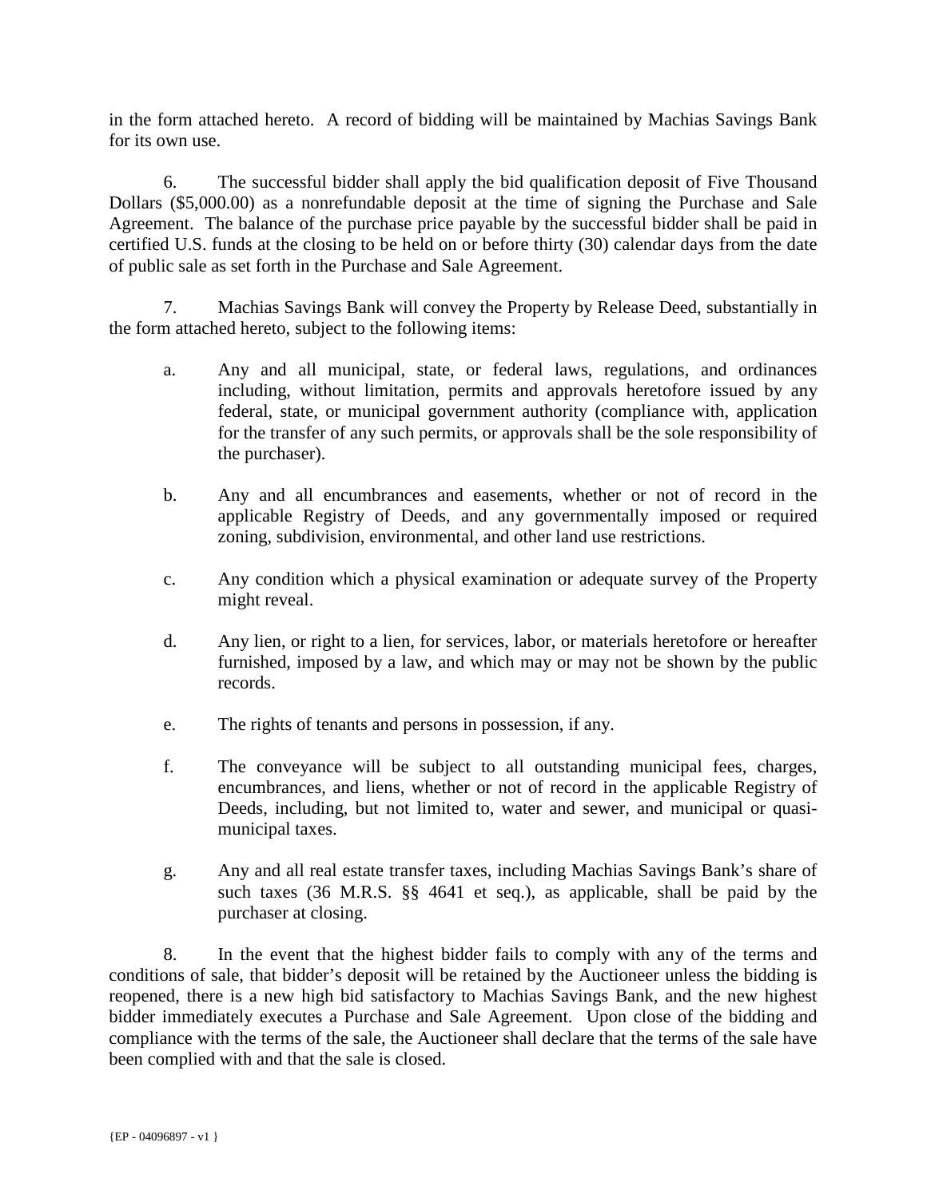in the form attached hereto. A record of bidding will be maintained by Machias Savings Bank for its own use.

6. The successful bidder shall apply the bid qualification deposit of Five Thousand Dollars ($5,000.00) as a nonrefundable deposit at the time of signing the Purchase and Sale Agreement. The balance of the purchase price payable by the successful bidder shall be paid in certified U.S. funds at the closing to be held on or before thirty (30) calendar days from the date of public sale as set forth in the Purchase and Sale Agreement.

7. Machias Savings Bank will convey the Property by Release Deed, substantially in the form attached hereto, subject to the following items:

a. Any and all municipal, state, or federal laws, regulations, and ordinances including, without limitation, permits and approvals heretofore issued by any federal, state, or municipal government authority (compliance with, application for the transfer of any such permits, or approvals shall be the sole responsibility of the purchaser).

b. Any and all encumbrances and easements, whether or not of record in the applicable Registry of Deeds, and any governmentally imposed or required zoning, subdivision, environmental, and other land use restrictions.

c. Any condition which a physical examination or adequate survey of the Property might reveal.

d. Any lien, or right to a lien, for services, labor, or materials heretofore or hereafter furnished, imposed by a law, and which may or may not be shown by the public records.

e. The rights of tenants and persons in possession, if any.

f. The conveyance will be subject to all outstanding municipal fees, charges, encumbrances, and liens, whether or not of record in the applicable Registry of Deeds, including, but not limited to, water and sewer, and municipal or quasi-municipal taxes.

g. Any and all real estate transfer taxes, including Machias Savings Bank's share of such taxes (36 M.R.S. §§ 4641 et seq.), as applicable, shall be paid by the purchaser at closing.

8. In the event that the highest bidder fails to comply with any of the terms and conditions of sale, that bidder's deposit will be retained by the Auctioneer unless the bidding is reopened, there is a new high bid satisfactory to Machias Savings Bank, and the new highest bidder immediately executes a Purchase and Sale Agreement. Upon close of the bidding and compliance with the terms of the sale, the Auctioneer shall declare that the terms of the sale have been complied with and that the sale is closed.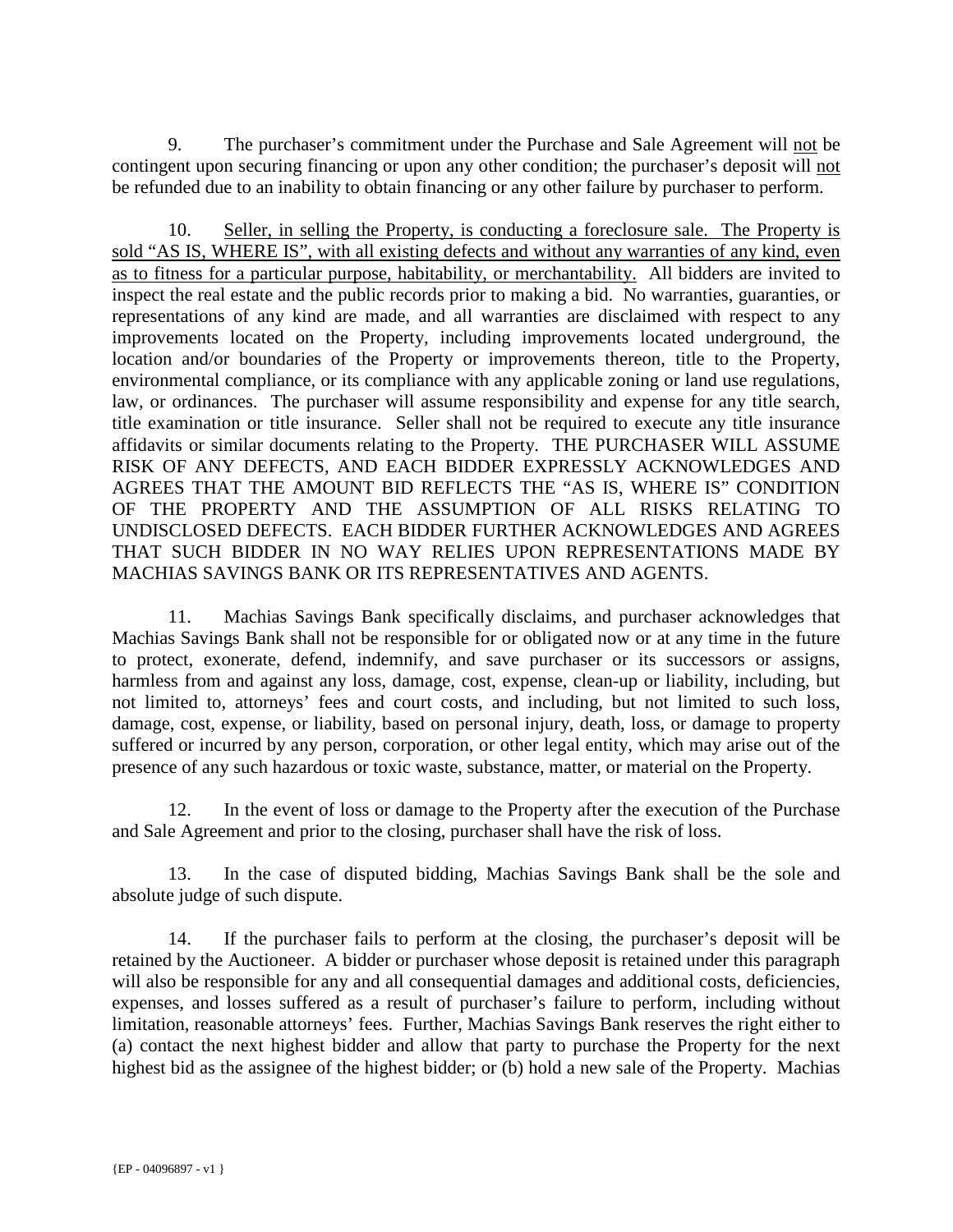9. The purchaser's commitment under the Purchase and Sale Agreement will <u>not</u> be contingent upon securing financing or upon any other condition; the purchaser's deposit will <u>not</u> be refunded due to an inability to obtain financing or any other failure by purchaser to perform.

10. <u>Seller, in selling the Property, is conducting a foreclosure sale. The Property is sold "AS IS, WHERE IS", with all existing defects and without any warranties of any kind, even as to fitness for a particular purpose, habitability, or merchantability.</u> All bidders are invited to inspect the real estate and the public records prior to making a bid. No warranties, guaranties, or representations of any kind are made, and all warranties are disclaimed with respect to any improvements located on the Property, including improvements located underground, the location and/or boundaries of the Property or improvements thereon, title to the Property, environmental compliance, or its compliance with any applicable zoning or land use regulations, law, or ordinances. The purchaser will assume responsibility and expense for any title search, title examination or title insurance. Seller shall not be required to execute any title insurance affidavits or similar documents relating to the Property. THE PURCHASER WILL ASSUME RISK OF ANY DEFECTS, AND EACH BIDDER EXPRESSLY ACKNOWLEDGES AND AGREES THAT THE AMOUNT BID REFLECTS THE "AS IS, WHERE IS" CONDITION OF THE PROPERTY AND THE ASSUMPTION OF ALL RISKS RELATING TO UNDISCLOSED DEFECTS. EACH BIDDER FURTHER ACKNOWLEDGES AND AGREES THAT SUCH BIDDER IN NO WAY RELIES UPON REPRESENTATIONS MADE BY MACHIAS SAVINGS BANK OR ITS REPRESENTATIVES AND AGENTS.

11. Machias Savings Bank specifically disclaims, and purchaser acknowledges that Machias Savings Bank shall not be responsible for or obligated now or at any time in the future to protect, exonerate, defend, indemnify, and save purchaser or its successors or assigns, harmless from and against any loss, damage, cost, expense, clean-up or liability, including, but not limited to, attorneys' fees and court costs, and including, but not limited to such loss, damage, cost, expense, or liability, based on personal injury, death, loss, or damage to property suffered or incurred by any person, corporation, or other legal entity, which may arise out of the presence of any such hazardous or toxic waste, substance, matter, or material on the Property.

12. In the event of loss or damage to the Property after the execution of the Purchase and Sale Agreement and prior to the closing, purchaser shall have the risk of loss.

13. In the case of disputed bidding, Machias Savings Bank shall be the sole and absolute judge of such dispute.

14. If the purchaser fails to perform at the closing, the purchaser's deposit will be retained by the Auctioneer. A bidder or purchaser whose deposit is retained under this paragraph will also be responsible for any and all consequential damages and additional costs, deficiencies, expenses, and losses suffered as a result of purchaser's failure to perform, including without limitation, reasonable attorneys' fees. Further, Machias Savings Bank reserves the right either to (a) contact the next highest bidder and allow that party to purchase the Property for the next highest bid as the assignee of the highest bidder; or (b) hold a new sale of the Property. Machias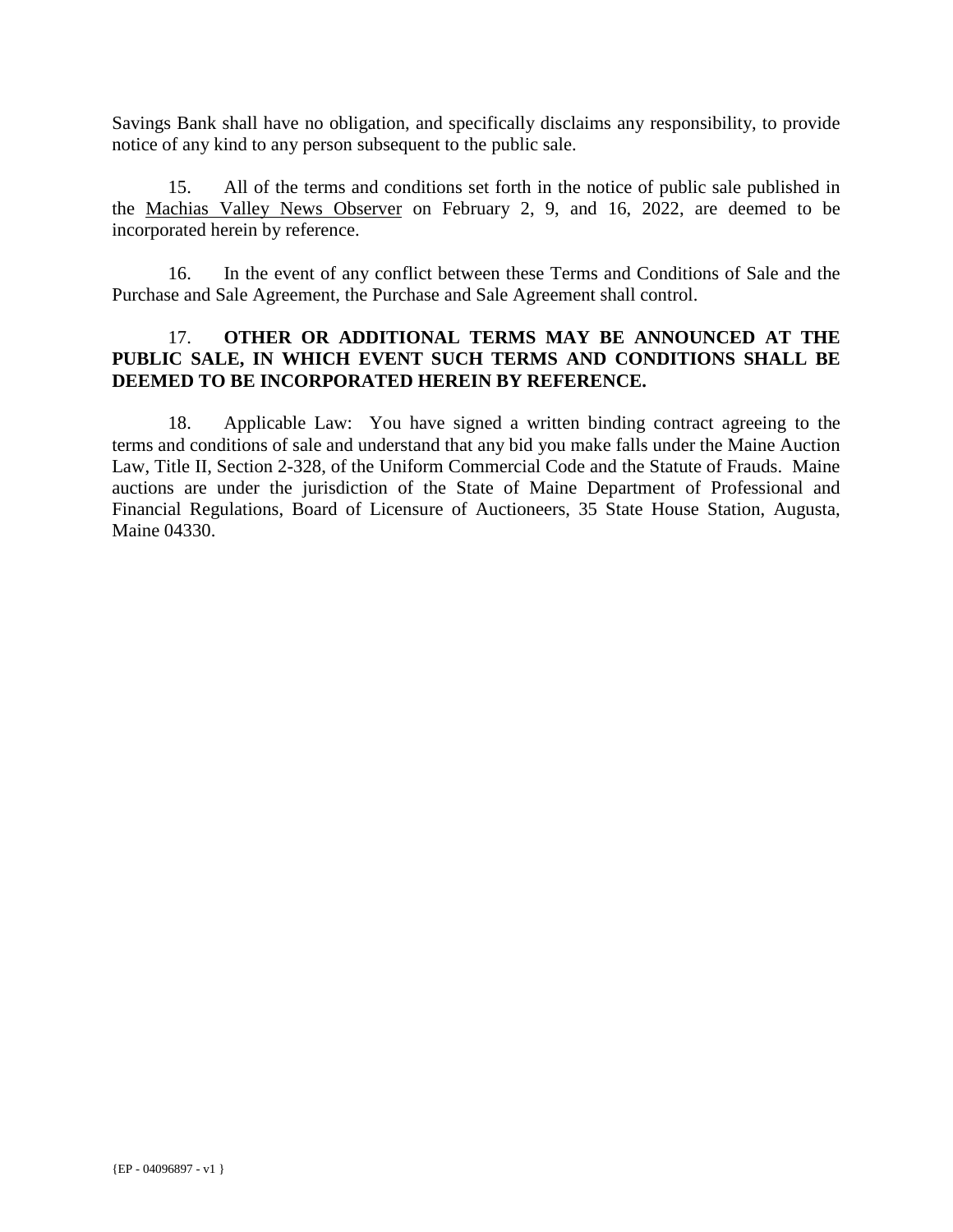Savings Bank shall have no obligation, and specifically disclaims any responsibility, to provide notice of any kind to any person subsequent to the public sale.

15. All of the terms and conditions set forth in the notice of public sale published in the Machias Valley News Observer on February 2, 9, and 16, 2022, are deemed to be incorporated herein by reference.

16. In the event of any conflict between these Terms and Conditions of Sale and the Purchase and Sale Agreement, the Purchase and Sale Agreement shall control.

17. **OTHER OR ADDITIONAL TERMS MAY BE ANNOUNCED AT THE PUBLIC SALE, IN WHICH EVENT SUCH TERMS AND CONDITIONS SHALL BE DEEMED TO BE INCORPORATED HEREIN BY REFERENCE.**

18. Applicable Law: You have signed a written binding contract agreeing to the terms and conditions of sale and understand that any bid you make falls under the Maine Auction Law, Title II, Section 2-328, of the Uniform Commercial Code and the Statute of Frauds. Maine auctions are under the jurisdiction of the State of Maine Department of Professional and Financial Regulations, Board of Licensure of Auctioneers, 35 State House Station, Augusta, Maine 04330.

{EP - 04096897 - v1 }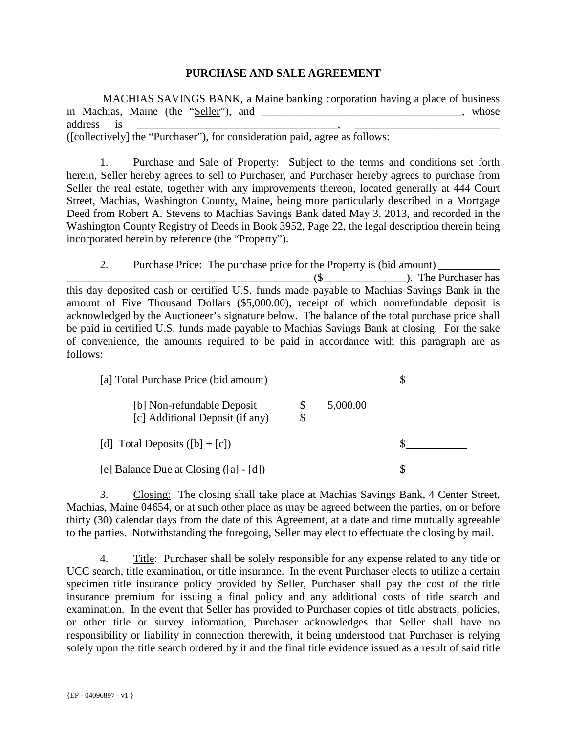# PURCHASE AND SALE AGREEMENT

MACHIAS SAVINGS BANK, a Maine banking corporation having a place of business in Machias, Maine (the "Seller"), and ____________________________________, whose address is ____________________________________, __________________________ ([collectively] the "Purchaser"), for consideration paid, agree as follows:

1. Purchase and Sale of Property: Subject to the terms and conditions set forth herein, Seller hereby agrees to sell to Purchaser, and Purchaser hereby agrees to purchase from Seller the real estate, together with any improvements thereon, located generally at 444 Court Street, Machias, Washington County, Maine, being more particularly described in a Mortgage Deed from Robert A. Stevens to Machias Savings Bank dated May 3, 2013, and recorded in the Washington County Registry of Deeds in Book 3952, Page 22, the legal description therein being incorporated herein by reference (the "Property").

2. Purchase Price: The purchase price for the Property is (bid amount) ____________ ____________________________________________ ($_______________). The Purchaser has this day deposited cash or certified U.S. funds made payable to Machias Savings Bank in the amount of Five Thousand Dollars ($5,000.00), receipt of which nonrefundable deposit is acknowledged by the Auctioneer's signature below. The balance of the total purchase price shall be paid in certified U.S. funds made payable to Machias Savings Bank at closing. For the sake of convenience, the amounts required to be paid in accordance with this paragraph are as follows:

| | | |
|---|---|---|
| [a] Total Purchase Price (bid amount) | | $__________ |
| [b] Non-refundable Deposit | $ 5,000.00 | |
| [c] Additional Deposit (if any) | $__________ | |
| [d] Total Deposits ([b] + [c]) | | $__________ |
| [e] Balance Due at Closing ([a] - [d]) | | $__________ |

3. Closing: The closing shall take place at Machias Savings Bank, 4 Center Street, Machias, Maine 04654, or at such other place as may be agreed between the parties, on or before thirty (30) calendar days from the date of this Agreement, at a date and time mutually agreeable to the parties. Notwithstanding the foregoing, Seller may elect to effectuate the closing by mail.

4. Title: Purchaser shall be solely responsible for any expense related to any title or UCC search, title examination, or title insurance. In the event Purchaser elects to utilize a certain specimen title insurance policy provided by Seller, Purchaser shall pay the cost of the title insurance premium for issuing a final policy and any additional costs of title search and examination. In the event that Seller has provided to Purchaser copies of title abstracts, policies, or other title or survey information, Purchaser acknowledges that Seller shall have no responsibility or liability in connection therewith, it being understood that Purchaser is relying solely upon the title search ordered by it and the final title evidence issued as a result of said title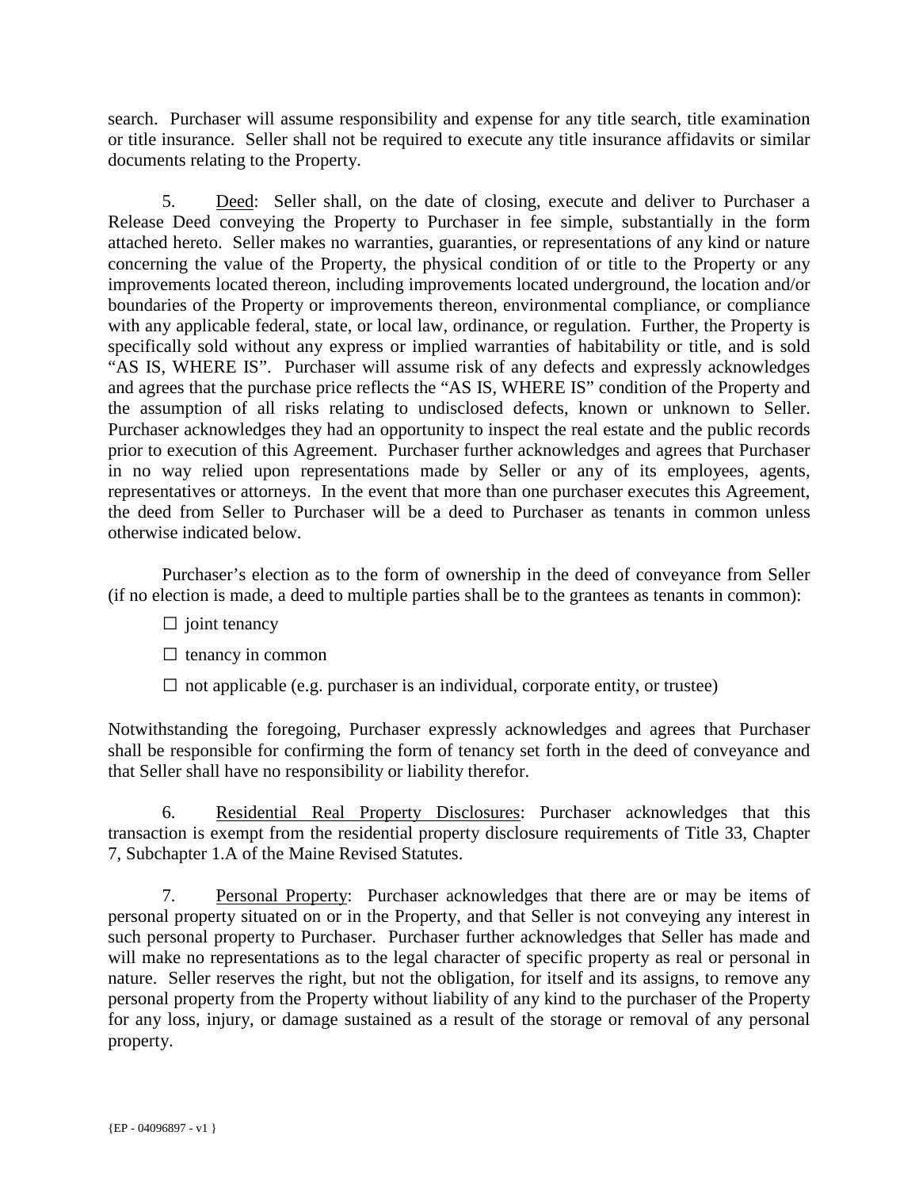search. Purchaser will assume responsibility and expense for any title search, title examination or title insurance. Seller shall not be required to execute any title insurance affidavits or similar documents relating to the Property.

5. Deed: Seller shall, on the date of closing, execute and deliver to Purchaser a Release Deed conveying the Property to Purchaser in fee simple, substantially in the form attached hereto. Seller makes no warranties, guaranties, or representations of any kind or nature concerning the value of the Property, the physical condition of or title to the Property or any improvements located thereon, including improvements located underground, the location and/or boundaries of the Property or improvements thereon, environmental compliance, or compliance with any applicable federal, state, or local law, ordinance, or regulation. Further, the Property is specifically sold without any express or implied warranties of habitability or title, and is sold "AS IS, WHERE IS". Purchaser will assume risk of any defects and expressly acknowledges and agrees that the purchase price reflects the "AS IS, WHERE IS" condition of the Property and the assumption of all risks relating to undisclosed defects, known or unknown to Seller. Purchaser acknowledges they had an opportunity to inspect the real estate and the public records prior to execution of this Agreement. Purchaser further acknowledges and agrees that Purchaser in no way relied upon representations made by Seller or any of its employees, agents, representatives or attorneys. In the event that more than one purchaser executes this Agreement, the deed from Seller to Purchaser will be a deed to Purchaser as tenants in common unless otherwise indicated below.

Purchaser's election as to the form of ownership in the deed of conveyance from Seller (if no election is made, a deed to multiple parties shall be to the grantees as tenants in common):

☐ joint tenancy

☐ tenancy in common

☐ not applicable (e.g. purchaser is an individual, corporate entity, or trustee)

Notwithstanding the foregoing, Purchaser expressly acknowledges and agrees that Purchaser shall be responsible for confirming the form of tenancy set forth in the deed of conveyance and that Seller shall have no responsibility or liability therefor.

6. Residential Real Property Disclosures: Purchaser acknowledges that this transaction is exempt from the residential property disclosure requirements of Title 33, Chapter 7, Subchapter 1.A of the Maine Revised Statutes.

7. Personal Property: Purchaser acknowledges that there are or may be items of personal property situated on or in the Property, and that Seller is not conveying any interest in such personal property to Purchaser. Purchaser further acknowledges that Seller has made and will make no representations as to the legal character of specific property as real or personal in nature. Seller reserves the right, but not the obligation, for itself and its assigns, to remove any personal property from the Property without liability of any kind to the purchaser of the Property for any loss, injury, or damage sustained as a result of the storage or removal of any personal property.

{EP - 04096897 - v1 }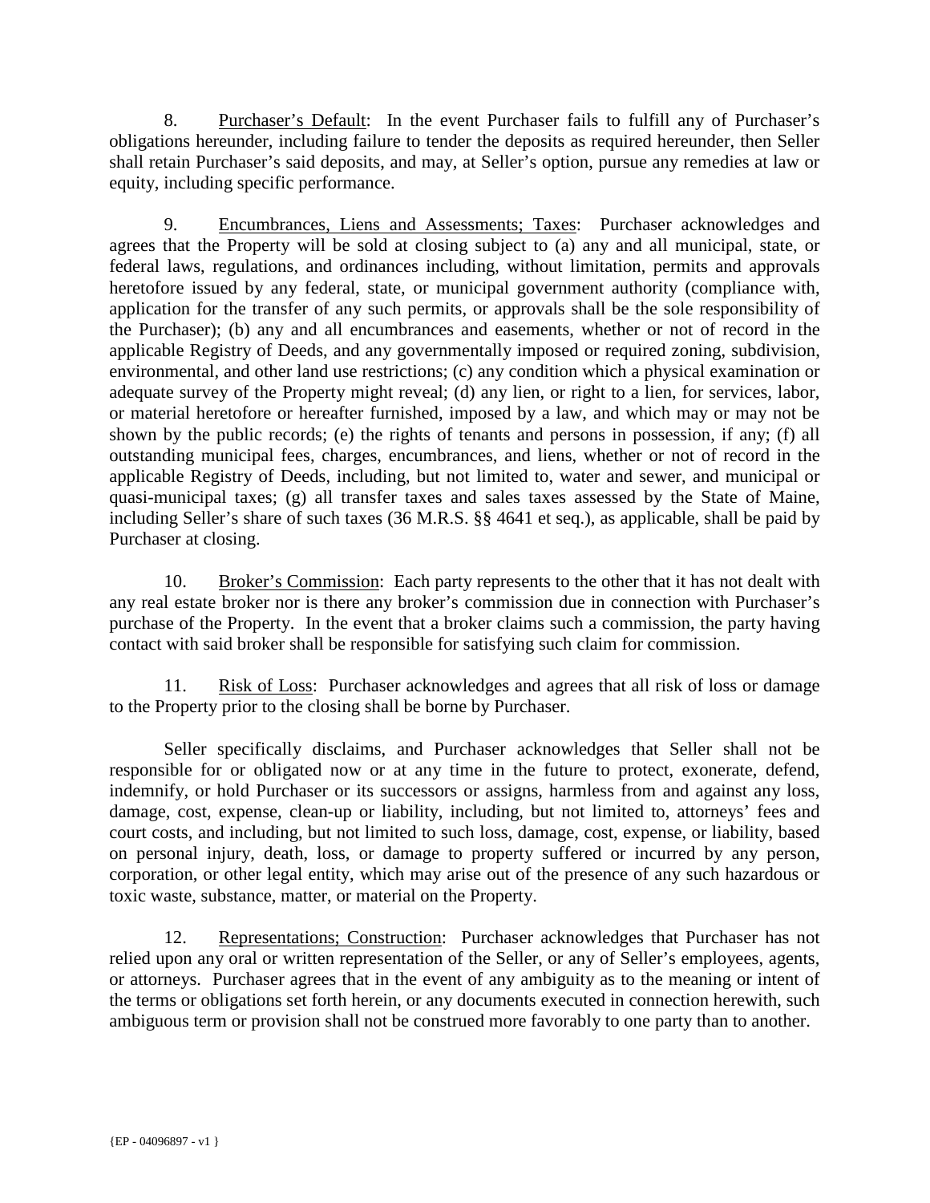8. Purchaser's Default: In the event Purchaser fails to fulfill any of Purchaser's obligations hereunder, including failure to tender the deposits as required hereunder, then Seller shall retain Purchaser's said deposits, and may, at Seller's option, pursue any remedies at law or equity, including specific performance.

9. Encumbrances, Liens and Assessments; Taxes: Purchaser acknowledges and agrees that the Property will be sold at closing subject to (a) any and all municipal, state, or federal laws, regulations, and ordinances including, without limitation, permits and approvals heretofore issued by any federal, state, or municipal government authority (compliance with, application for the transfer of any such permits, or approvals shall be the sole responsibility of the Purchaser); (b) any and all encumbrances and easements, whether or not of record in the applicable Registry of Deeds, and any governmentally imposed or required zoning, subdivision, environmental, and other land use restrictions; (c) any condition which a physical examination or adequate survey of the Property might reveal; (d) any lien, or right to a lien, for services, labor, or material heretofore or hereafter furnished, imposed by a law, and which may or may not be shown by the public records; (e) the rights of tenants and persons in possession, if any; (f) all outstanding municipal fees, charges, encumbrances, and liens, whether or not of record in the applicable Registry of Deeds, including, but not limited to, water and sewer, and municipal or quasi-municipal taxes; (g) all transfer taxes and sales taxes assessed by the State of Maine, including Seller's share of such taxes (36 M.R.S. §§ 4641 et seq.), as applicable, shall be paid by Purchaser at closing.

10. Broker's Commission: Each party represents to the other that it has not dealt with any real estate broker nor is there any broker's commission due in connection with Purchaser's purchase of the Property. In the event that a broker claims such a commission, the party having contact with said broker shall be responsible for satisfying such claim for commission.

11. Risk of Loss: Purchaser acknowledges and agrees that all risk of loss or damage to the Property prior to the closing shall be borne by Purchaser.

Seller specifically disclaims, and Purchaser acknowledges that Seller shall not be responsible for or obligated now or at any time in the future to protect, exonerate, defend, indemnify, or hold Purchaser or its successors or assigns, harmless from and against any loss, damage, cost, expense, clean-up or liability, including, but not limited to, attorneys' fees and court costs, and including, but not limited to such loss, damage, cost, expense, or liability, based on personal injury, death, loss, or damage to property suffered or incurred by any person, corporation, or other legal entity, which may arise out of the presence of any such hazardous or toxic waste, substance, matter, or material on the Property.

12. Representations; Construction: Purchaser acknowledges that Purchaser has not relied upon any oral or written representation of the Seller, or any of Seller's employees, agents, or attorneys. Purchaser agrees that in the event of any ambiguity as to the meaning or intent of the terms or obligations set forth herein, or any documents executed in connection herewith, such ambiguous term or provision shall not be construed more favorably to one party than to another.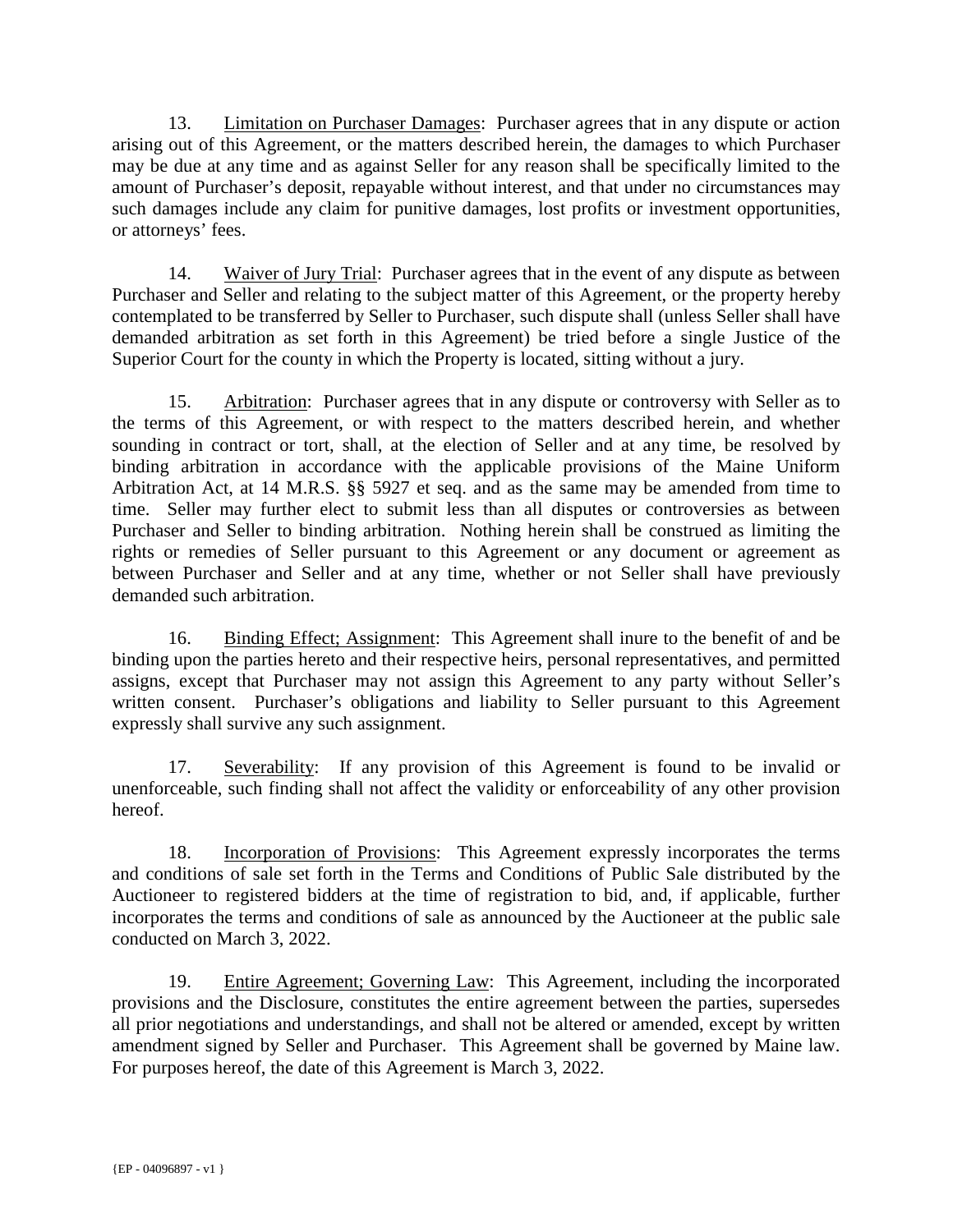13. Limitation on Purchaser Damages: Purchaser agrees that in any dispute or action arising out of this Agreement, or the matters described herein, the damages to which Purchaser may be due at any time and as against Seller for any reason shall be specifically limited to the amount of Purchaser's deposit, repayable without interest, and that under no circumstances may such damages include any claim for punitive damages, lost profits or investment opportunities, or attorneys' fees.

14. Waiver of Jury Trial: Purchaser agrees that in the event of any dispute as between Purchaser and Seller and relating to the subject matter of this Agreement, or the property hereby contemplated to be transferred by Seller to Purchaser, such dispute shall (unless Seller shall have demanded arbitration as set forth in this Agreement) be tried before a single Justice of the Superior Court for the county in which the Property is located, sitting without a jury.

15. Arbitration: Purchaser agrees that in any dispute or controversy with Seller as to the terms of this Agreement, or with respect to the matters described herein, and whether sounding in contract or tort, shall, at the election of Seller and at any time, be resolved by binding arbitration in accordance with the applicable provisions of the Maine Uniform Arbitration Act, at 14 M.R.S. §§ 5927 et seq. and as the same may be amended from time to time. Seller may further elect to submit less than all disputes or controversies as between Purchaser and Seller to binding arbitration. Nothing herein shall be construed as limiting the rights or remedies of Seller pursuant to this Agreement or any document or agreement as between Purchaser and Seller and at any time, whether or not Seller shall have previously demanded such arbitration.

16. Binding Effect; Assignment: This Agreement shall inure to the benefit of and be binding upon the parties hereto and their respective heirs, personal representatives, and permitted assigns, except that Purchaser may not assign this Agreement to any party without Seller's written consent. Purchaser's obligations and liability to Seller pursuant to this Agreement expressly shall survive any such assignment.

17. Severability: If any provision of this Agreement is found to be invalid or unenforceable, such finding shall not affect the validity or enforceability of any other provision hereof.

18. Incorporation of Provisions: This Agreement expressly incorporates the terms and conditions of sale set forth in the Terms and Conditions of Public Sale distributed by the Auctioneer to registered bidders at the time of registration to bid, and, if applicable, further incorporates the terms and conditions of sale as announced by the Auctioneer at the public sale conducted on March 3, 2022.

19. Entire Agreement; Governing Law: This Agreement, including the incorporated provisions and the Disclosure, constitutes the entire agreement between the parties, supersedes all prior negotiations and understandings, and shall not be altered or amended, except by written amendment signed by Seller and Purchaser. This Agreement shall be governed by Maine law. For purposes hereof, the date of this Agreement is March 3, 2022.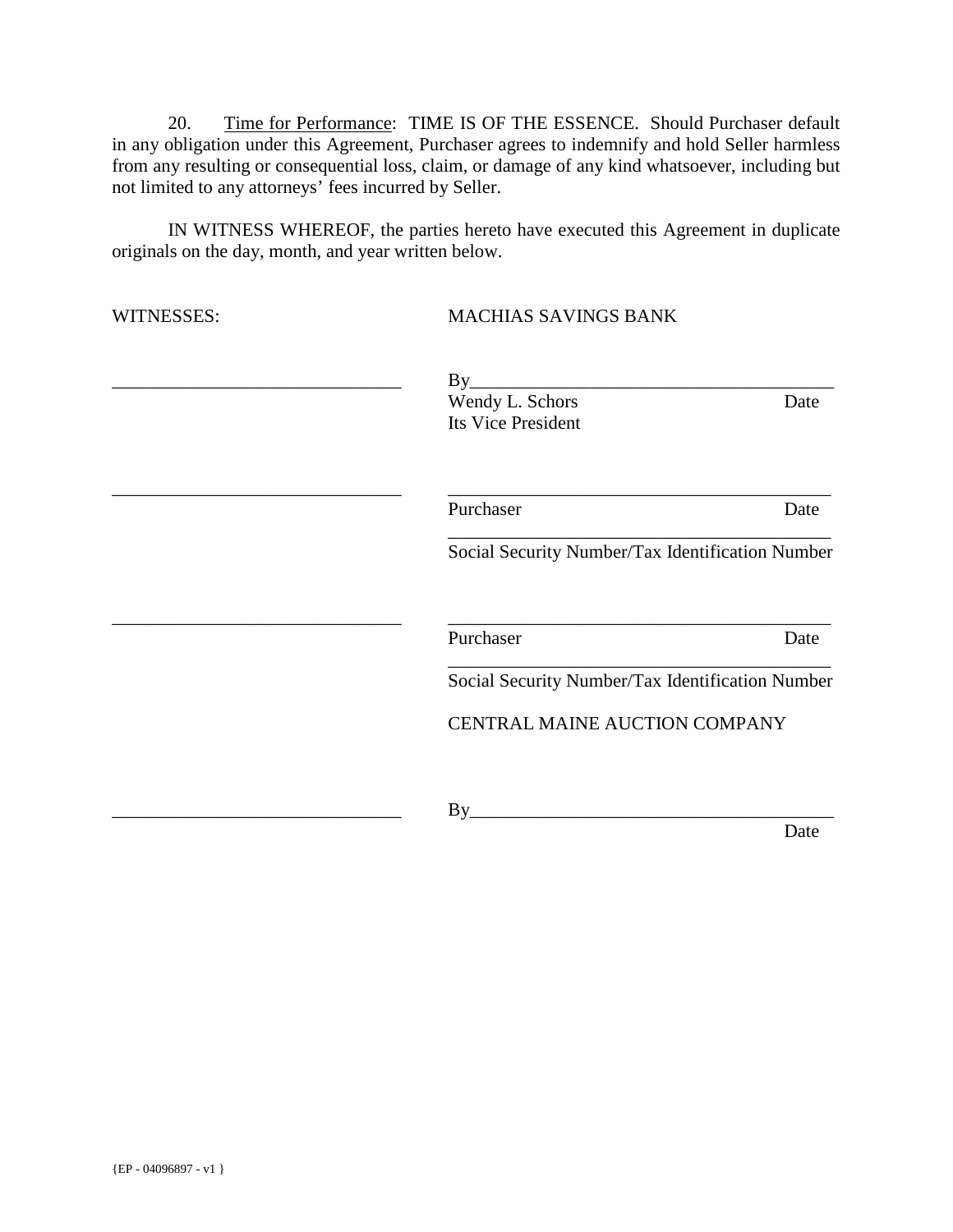20. Time for Performance: TIME IS OF THE ESSENCE. Should Purchaser default in any obligation under this Agreement, Purchaser agrees to indemnify and hold Seller harmless from any resulting or consequential loss, claim, or damage of any kind whatsoever, including but not limited to any attorneys' fees incurred by Seller.

IN WITNESS WHEREOF, the parties hereto have executed this Agreement in duplicate originals on the day, month, and year written below.

WITNESSES: MACHIAS SAVINGS BANK

_______________________________ By_______________________________________
Wendy L. Schors Date
Its Vice President

_______________________________ _________________________________________
Purchaser Date

_________________________________________
Social Security Number/Tax Identification Number

_______________________________ _________________________________________
Purchaser Date

_________________________________________
Social Security Number/Tax Identification Number

CENTRAL MAINE AUCTION COMPANY

_______________________________ By_______________________________________
Date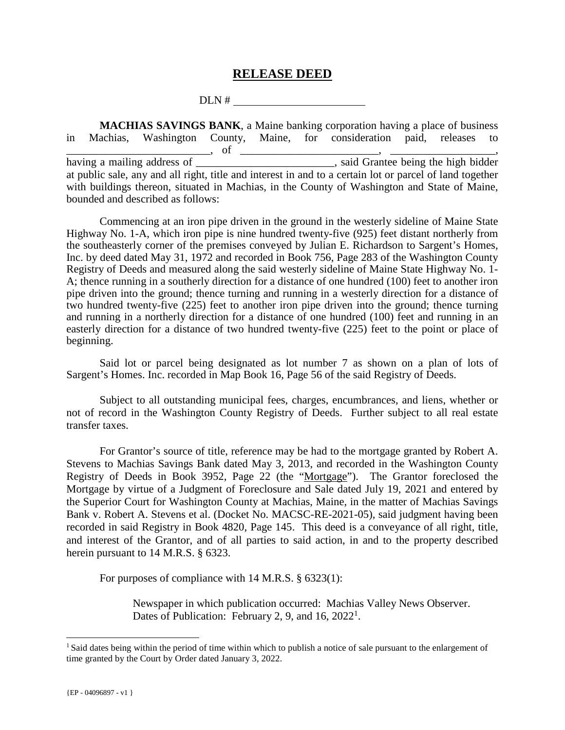# **RELEASE DEED**

DLN # ________________________

**MACHIAS SAVINGS BANK**, a Maine banking corporation having a place of business in Machias, Washington County, Maine, for consideration paid, releases to __________________________, of _________________________, ___________________, having a mailing address of _________________________, said Grantee being the high bidder at public sale, any and all right, title and interest in and to a certain lot or parcel of land together with buildings thereon, situated in Machias, in the County of Washington and State of Maine, bounded and described as follows:

Commencing at an iron pipe driven in the ground in the westerly sideline of Maine State Highway No. 1-A, which iron pipe is nine hundred twenty-five (925) feet distant northerly from the southeasterly corner of the premises conveyed by Julian E. Richardson to Sargent's Homes, Inc. by deed dated May 31, 1972 and recorded in Book 756, Page 283 of the Washington County Registry of Deeds and measured along the said westerly sideline of Maine State Highway No. 1-A; thence running in a southerly direction for a distance of one hundred (100) feet to another iron pipe driven into the ground; thence turning and running in a westerly direction for a distance of two hundred twenty-five (225) feet to another iron pipe driven into the ground; thence turning and running in a northerly direction for a distance of one hundred (100) feet and running in an easterly direction for a distance of two hundred twenty-five (225) feet to the point or place of beginning.

Said lot or parcel being designated as lot number 7 as shown on a plan of lots of Sargent's Homes. Inc. recorded in Map Book 16, Page 56 of the said Registry of Deeds.

Subject to all outstanding municipal fees, charges, encumbrances, and liens, whether or not of record in the Washington County Registry of Deeds. Further subject to all real estate transfer taxes.

For Grantor's source of title, reference may be had to the mortgage granted by Robert A. Stevens to Machias Savings Bank dated May 3, 2013, and recorded in the Washington County Registry of Deeds in Book 3952, Page 22 (the "Mortgage"). The Grantor foreclosed the Mortgage by virtue of a Judgment of Foreclosure and Sale dated July 19, 2021 and entered by the Superior Court for Washington County at Machias, Maine, in the matter of Machias Savings Bank v. Robert A. Stevens et al. (Docket No. MACSC-RE-2021-05), said judgment having been recorded in said Registry in Book 4820, Page 145. This deed is a conveyance of all right, title, and interest of the Grantor, and of all parties to said action, in and to the property described herein pursuant to 14 M.R.S. § 6323.

For purposes of compliance with 14 M.R.S. § 6323(1):

> Newspaper in which publication occurred: Machias Valley News Observer.
> Dates of Publication: February 2, 9, and 16, 2022[1].

[1] Said dates being within the period of time within which to publish a notice of sale pursuant to the enlargement of time granted by the Court by Order dated January 3, 2022.

{EP - 04096897 - v1 }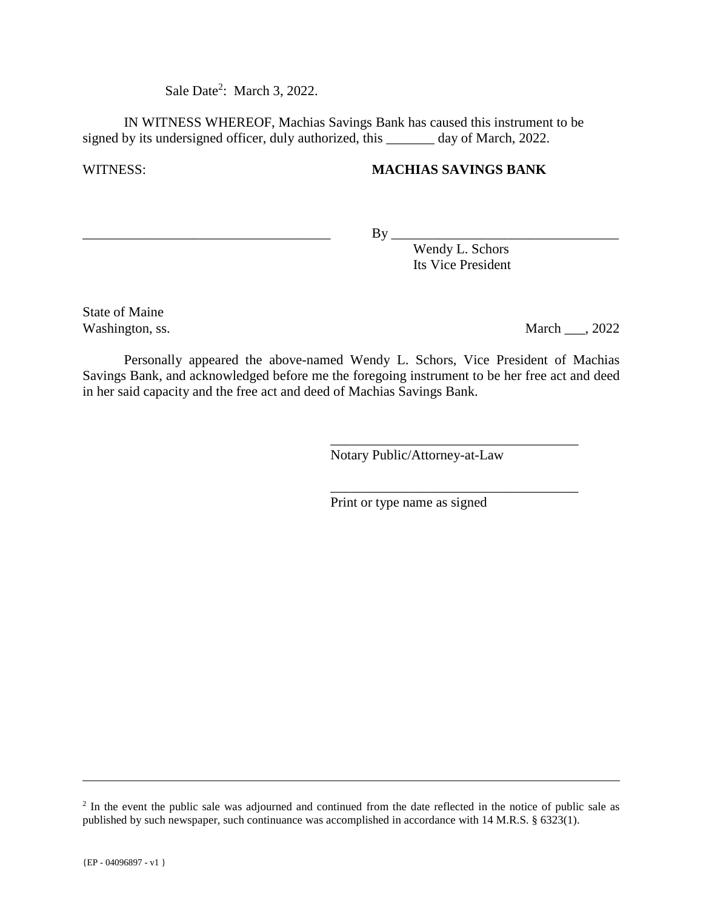Sale Date[2]: March 3, 2022.

IN WITNESS WHEREOF, Machias Savings Bank has caused this instrument to be signed by its undersigned officer, duly authorized, this _______ day of March, 2022.

WITNESS: **MACHIAS SAVINGS BANK**

_____________________________________ By _________________________________

Wendy L. Schors
Its Vice President

State of Maine
Washington, ss. March ___, 2022

Personally appeared the above-named Wendy L. Schors, Vice President of Machias Savings Bank, and acknowledged before me the foregoing instrument to be her free act and deed in her said capacity and the free act and deed of Machias Savings Bank.

_____________________________________
Notary Public/Attorney-at-Law

_____________________________________
Print or type name as signed

---

[2] In the event the public sale was adjourned and continued from the date reflected in the notice of public sale as published by such newspaper, such continuance was accomplished in accordance with 14 M.R.S. § 6323(1).

{EP - 04096897 - v1 }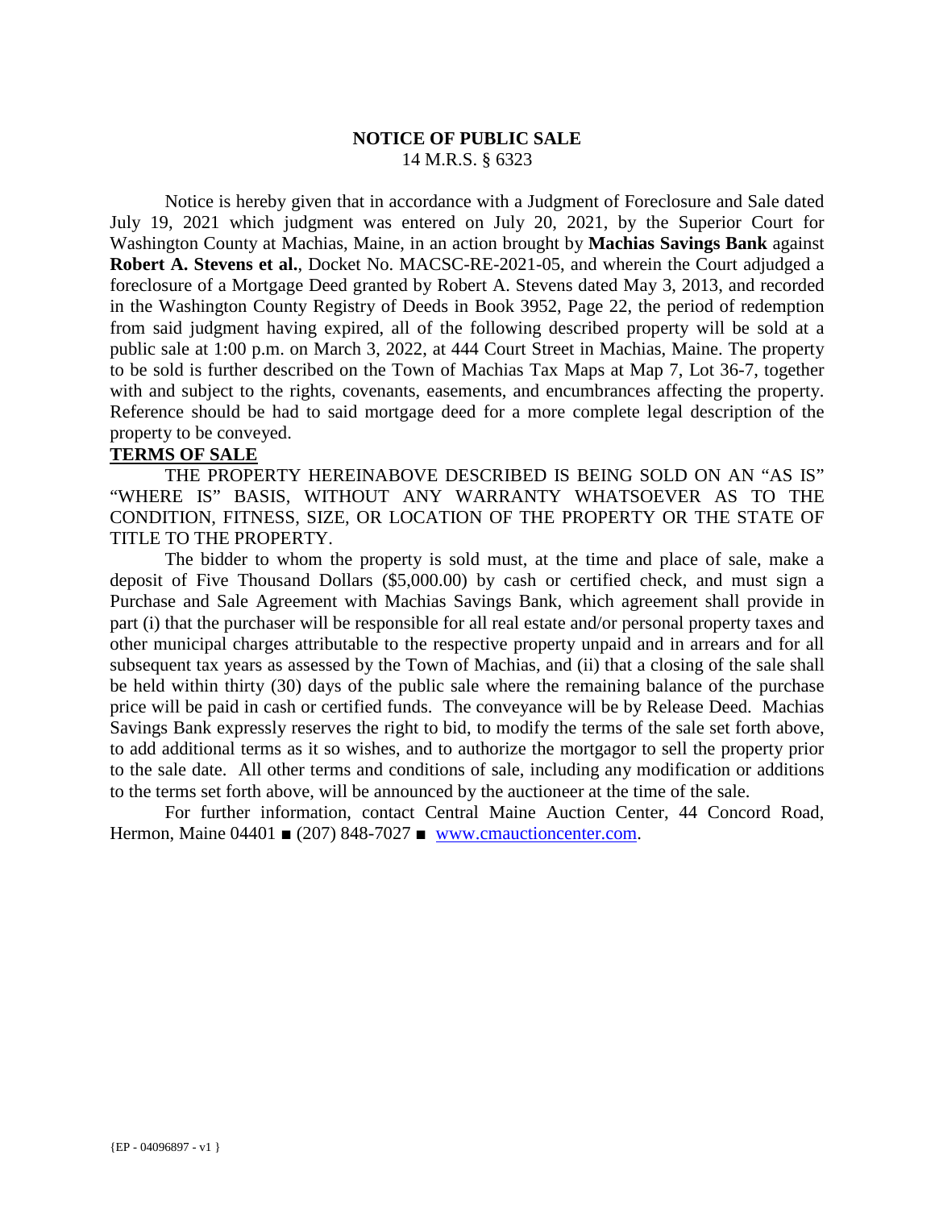# NOTICE OF PUBLIC SALE

14 M.R.S. § 6323

Notice is hereby given that in accordance with a Judgment of Foreclosure and Sale dated July 19, 2021 which judgment was entered on July 20, 2021, by the Superior Court for Washington County at Machias, Maine, in an action brought by **Machias Savings Bank** against **Robert A. Stevens et al.**, Docket No. MACSC-RE-2021-05, and wherein the Court adjudged a foreclosure of a Mortgage Deed granted by Robert A. Stevens dated May 3, 2013, and recorded in the Washington County Registry of Deeds in Book 3952, Page 22, the period of redemption from said judgment having expired, all of the following described property will be sold at a public sale at 1:00 p.m. on March 3, 2022, at 444 Court Street in Machias, Maine. The property to be sold is further described on the Town of Machias Tax Maps at Map 7, Lot 36-7, together with and subject to the rights, covenants, easements, and encumbrances affecting the property. Reference should be had to said mortgage deed for a more complete legal description of the property to be conveyed.

**TERMS OF SALE**

THE PROPERTY HEREINABOVE DESCRIBED IS BEING SOLD ON AN "AS IS" "WHERE IS" BASIS, WITHOUT ANY WARRANTY WHATSOEVER AS TO THE CONDITION, FITNESS, SIZE, OR LOCATION OF THE PROPERTY OR THE STATE OF TITLE TO THE PROPERTY.

The bidder to whom the property is sold must, at the time and place of sale, make a deposit of Five Thousand Dollars ($5,000.00) by cash or certified check, and must sign a Purchase and Sale Agreement with Machias Savings Bank, which agreement shall provide in part (i) that the purchaser will be responsible for all real estate and/or personal property taxes and other municipal charges attributable to the respective property unpaid and in arrears and for all subsequent tax years as assessed by the Town of Machias, and (ii) that a closing of the sale shall be held within thirty (30) days of the public sale where the remaining balance of the purchase price will be paid in cash or certified funds. The conveyance will be by Release Deed. Machias Savings Bank expressly reserves the right to bid, to modify the terms of the sale set forth above, to add additional terms as it so wishes, and to authorize the mortgagor to sell the property prior to the sale date. All other terms and conditions of sale, including any modification or additions to the terms set forth above, will be announced by the auctioneer at the time of the sale.

For further information, contact Central Maine Auction Center, 44 Concord Road, Hermon, Maine 04401 ■ (207) 848-7027 ■ www.cmauctioncenter.com.

{EP - 04096897 - v1 }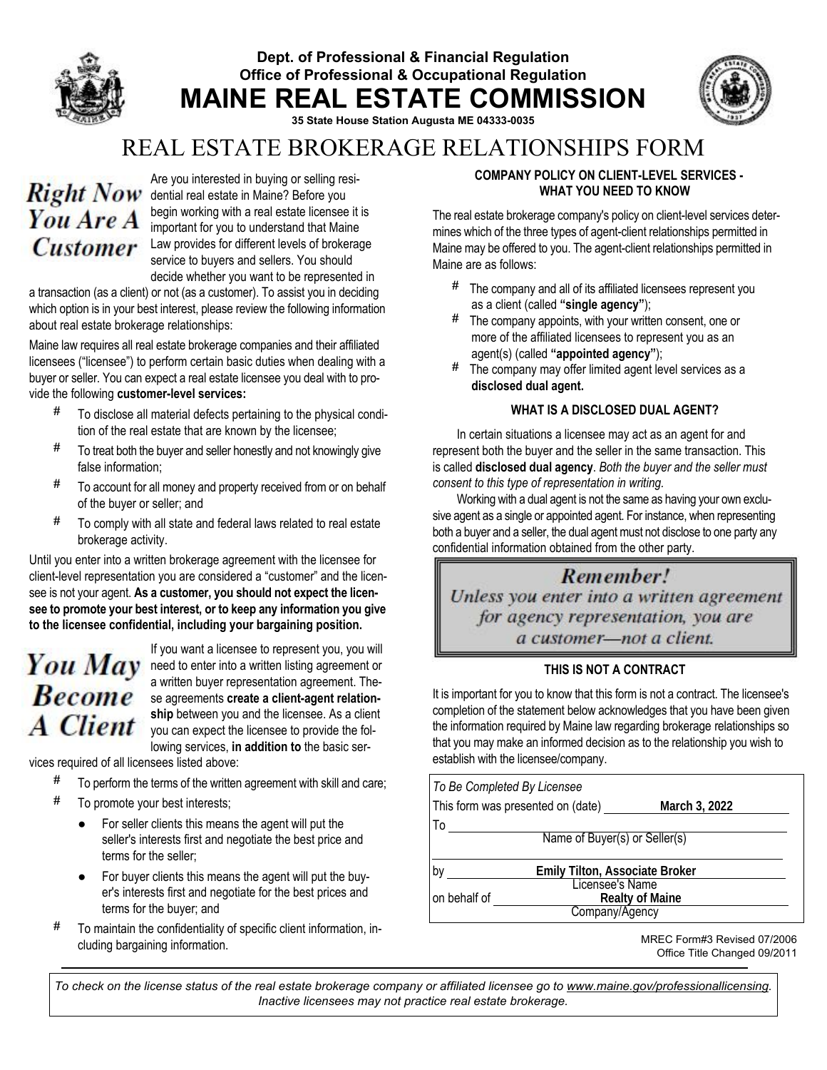**Dept. of Professional & Financial Regulation**
**Office of Professional & Occupational Regulation**

# MAINE REAL ESTATE COMMISSION

**35 State House Station Augusta ME 04333-0035**

# REAL ESTATE BROKERAGE RELATIONSHIPS FORM

## Right Now You Are A Customer

Are you interested in buying or selling residential real estate in Maine? Before you begin working with a real estate licensee it is important for you to understand that Maine Law provides for different levels of brokerage service to buyers and sellers. You should decide whether you want to be represented in a transaction (as a client) or not (as a customer). To assist you in deciding which option is in your best interest, please review the following information about real estate brokerage relationships:

Maine law requires all real estate brokerage companies and their affiliated licensees ("licensee") to perform certain basic duties when dealing with a buyer or seller. You can expect a real estate licensee you deal with to provide the following **customer-level services:**

- To disclose all material defects pertaining to the physical condition of the real estate that are known by the licensee;
- To treat both the buyer and seller honestly and not knowingly give false information;
- To account for all money and property received from or on behalf of the buyer or seller; and
- To comply with all state and federal laws related to real estate brokerage activity.

Until you enter into a written brokerage agreement with the licensee for client-level representation you are considered a "customer" and the licensee is not your agent. **As a customer, you should not expect the licensee to promote your best interest, or to keep any information you give to the licensee confidential, including your bargaining position.**

## You May Become A Client

If you want a licensee to represent you, you will need to enter into a written listing agreement or a written buyer representation agreement. These agreements **create a client-agent relationship** between you and the licensee. As a client you can expect the licensee to provide the following services, **in addition to** the basic services required of all licensees listed above:

- To perform the terms of the written agreement with skill and care;
- To promote your best interests;
  - For seller clients this means the agent will put the seller's interests first and negotiate the best price and terms for the seller;
  - For buyer clients this means the agent will put the buyer's interests first and negotiate for the best prices and terms for the buyer; and
- To maintain the confidentiality of specific client information, including bargaining information.

### COMPANY POLICY ON CLIENT-LEVEL SERVICES - WHAT YOU NEED TO KNOW

The real estate brokerage company's policy on client-level services determines which of the three types of agent-client relationships permitted in Maine may be offered to you. The agent-client relationships permitted in Maine are as follows:

- The company and all of its affiliated licensees represent you as a client (called **"single agency"**);
- The company appoints, with your written consent, one or more of the affiliated licensees to represent you as an agent(s) (called **"appointed agency"**);
- The company may offer limited agent level services as a **disclosed dual agent.**

### WHAT IS A DISCLOSED DUAL AGENT?

In certain situations a licensee may act as an agent for and represent both the buyer and the seller in the same transaction. This is called **disclosed dual agency**. *Both the buyer and the seller must consent to this type of representation in writing.*

Working with a dual agent is not the same as having your own exclusive agent as a single or appointed agent. For instance, when representing both a buyer and a seller, the dual agent must not disclose to one party any confidential information obtained from the other party.

> ***Remember!***
> *Unless you enter into a written agreement for agency representation, you are a customer—not a client.*

### THIS IS NOT A CONTRACT

It is important for you to know that this form is not a contract. The licensee's completion of the statement below acknowledges that you have been given the information required by Maine law regarding brokerage relationships so that you may make an informed decision as to the relationship you wish to establish with the licensee/company.

*To Be Completed By Licensee*

This form was presented on (date) **March 3, 2022**

To ______________________
Name of Buyer(s) or Seller(s)

by **Emily Tilton, Associate Broker**
Licensee's Name

on behalf of **Realty of Maine**
Company/Agency

MREC Form#3 Revised 07/2006
Office Title Changed 09/2011

*To check on the license status of the real estate brokerage company or affiliated licensee go to www.maine.gov/professionallicensing. Inactive licensees may not practice real estate brokerage.*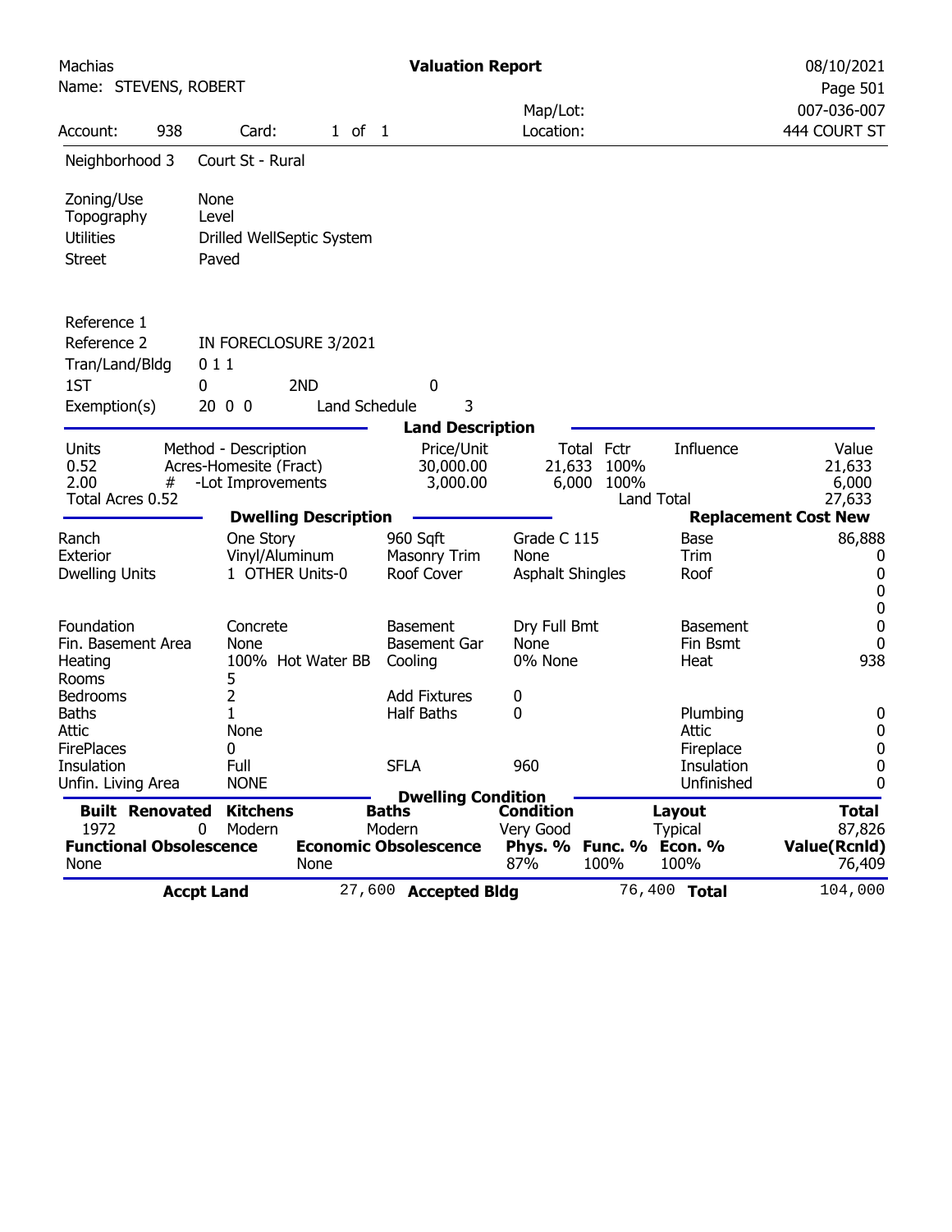Machias | **Valuation Report** | 08/10/2021
Name: STEVENS, ROBERT | | Page 501

| Account: | 938 | Card: | 1 of 1 | Map/Lot: | 007-036-007 |
|---|---|---|---|---|---|
| | | | | Location: | 444 COURT ST |

| | |
|---|---|
| Neighborhood 3 | Court St - Rural |
| Zoning/Use | None |
| Topography | Level |
| Utilities | Drilled WellSeptic System |
| Street | Paved |
| Reference 1 | |
| Reference 2 | IN FORECLOSURE 3/2021 |
| Tran/Land/Bldg | 0 1 1 |
| 1ST | 0 |
| 2ND | 0 |
| Exemption(s) | 20 0 0 |
| Land Schedule | 3 |

**Land Description**

| Units | Method - Description | Price/Unit | Total | Fctr | Influence | Value |
|---|---|---|---|---|---|---|
| 0.52 | Acres-Homesite (Fract) | 30,000.00 | 21,633 | 100% | | 21,633 |
| 2.00 | # -Lot Improvements | 3,000.00 | 6,000 | 100% | | 6,000 |
| Total Acres 0.52 | | | | | Land Total | 27,633 |

**Dwelling Description** / **Replacement Cost New**

| | | | | | |
|---|---|---|---|---|---|
| Ranch | One Story | 960 Sqft | Grade C 115 | Base | 86,888 |
| Exterior | Vinyl/Aluminum | Masonry Trim | None | Trim | 0 |
| Dwelling Units | 1 OTHER Units-0 | Roof Cover | Asphalt Shingles | Roof | 0 |
| | | | | | 0 |
| | | | | | 0 |
| Foundation | Concrete | Basement | Dry Full Bmt | Basement | 0 |
| Fin. Basement Area | None | Basement Gar | None | Fin Bsmt | 0 |
| Heating | 100% Hot Water BB | Cooling | 0% None | Heat | 938 |
| Rooms | 5 | | | | |
| Bedrooms | 2 | Add Fixtures | 0 | | |
| Baths | 1 | Half Baths | 0 | Plumbing | 0 |
| Attic | None | | | Attic | 0 |
| FirePlaces | 0 | | | Fireplace | 0 |
| Insulation | Full | SFLA | 960 | Insulation | 0 |
| Unfin. Living Area | NONE | | | Unfinished | 0 |

**Dwelling Condition**

| Built | Renovated | Kitchens | Baths | Condition | | Layout | Total |
|---|---|---|---|---|---|---|---|
| 1972 | 0 | Modern | Modern | Very Good | | Typical | 87,826 |
| **Functional Obsolescence** | | **Economic Obsolescence** | | **Phys. %** | **Func. %** | **Econ. %** | **Value(Rcnld)** |
| None | | None | | 87% | 100% | 100% | 76,409 |

| **Accpt Land** | 27,600 | **Accepted Bldg** | 76,400 | **Total** | 104,000 |
|---|---|---|---|---|---|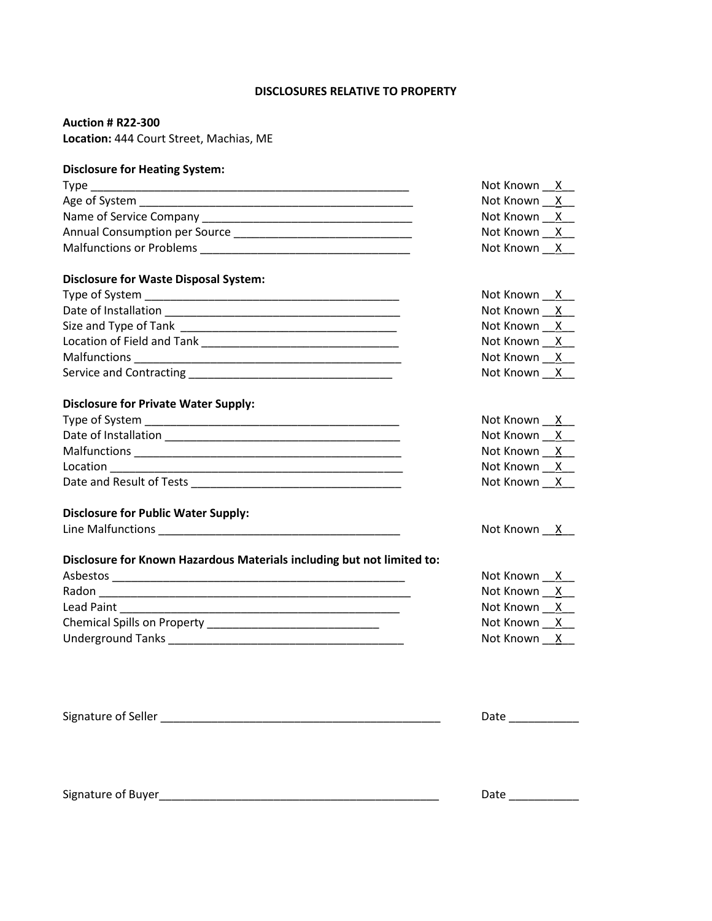# DISCLOSURES RELATIVE TO PROPERTY

**Auction # R22-300**
**Location:** 444 Court Street, Machias, ME

**Disclosure for Heating System:**

| | |
|---|---|
| Type ___________________________________________________ | Not Known __X__ |
| Age of System _____________________________________________ | Not Known __X__ |
| Name of Service Company __________________________________ | Not Known __X__ |
| Annual Consumption per Source _____________________________ | Not Known __X__ |
| Malfunctions or Problems __________________________________ | Not Known __X__ |

**Disclosure for Waste Disposal System:**

| | |
|---|---|
| Type of System __________________________________________ | Not Known __X__ |
| Date of Installation ______________________________________ | Not Known __X__ |
| Size and Type of Tank ____________________________________ | Not Known __X__ |
| Location of Field and Tank _________________________________ | Not Known __X__ |
| Malfunctions ____________________________________________ | Not Known __X__ |
| Service and Contracting _________________________________ | Not Known __X__ |

**Disclosure for Private Water Supply:**

| | |
|---|---|
| Type of System __________________________________________ | Not Known __X__ |
| Date of Installation ______________________________________ | Not Known __X__ |
| Malfunctions ____________________________________________ | Not Known __X__ |
| Location ________________________________________________ | Not Known __X__ |
| Date and Result of Tests ___________________________________ | Not Known __X__ |

**Disclosure for Public Water Supply:**

| | |
|---|---|
| Line Malfunctions _________________________________________ | Not Known __X__ |

**Disclosure for Known Hazardous Materials including but not limited to:**

| | |
|---|---|
| Asbestos ________________________________________________ | Not Known __X__ |
| Radon __________________________________________________ | Not Known __X__ |
| Lead Paint ______________________________________________ | Not Known __X__ |
| Chemical Spills on Property ____________________________ | Not Known __X__ |
| Underground Tanks ______________________________________ | Not Known __X__ |

Signature of Seller ______________________________________________ Date ___________

Signature of Buyer______________________________________________ Date ___________